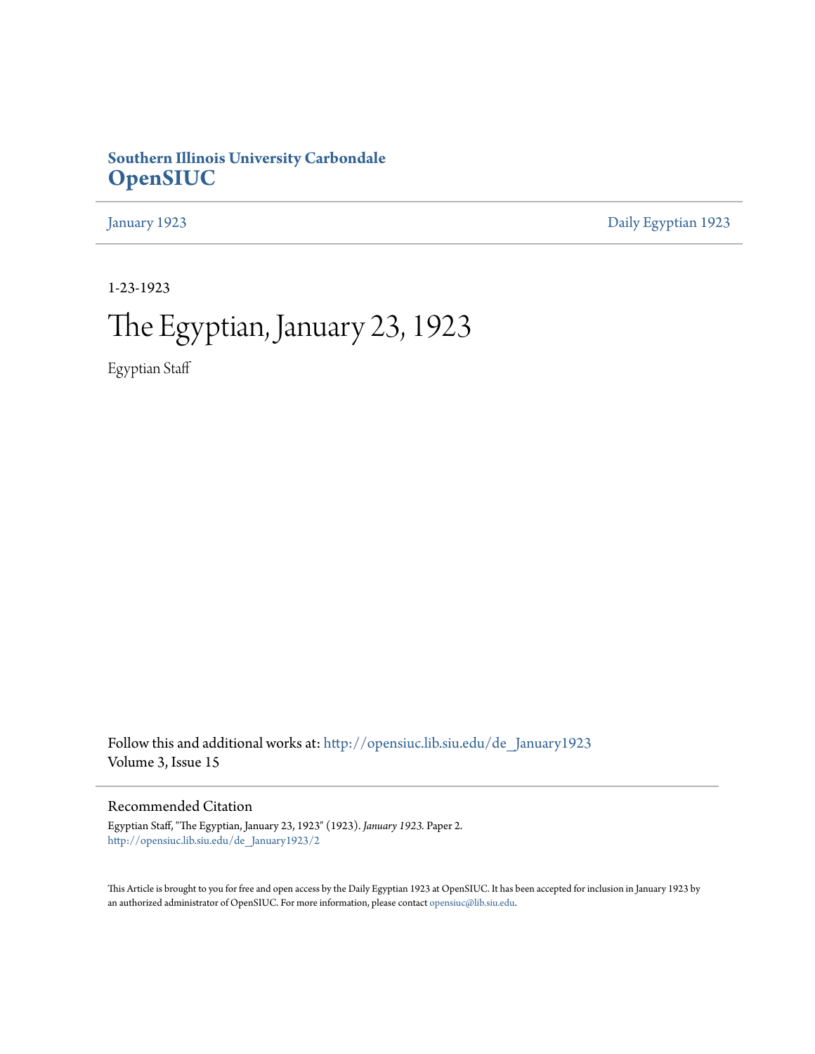**Southern Illinois University Carbondale**
**OpenSIUC**

January 1923 | Daily Egyptian 1923

1-23-1923

# The Egyptian, January 23, 1923

Egyptian Staff

Follow this and additional works at: http://opensiuc.lib.siu.edu/de_January1923
Volume 3, Issue 15

## Recommended Citation

Egyptian Staff, "The Egyptian, January 23, 1923" (1923). *January 1923.* Paper 2.
http://opensiuc.lib.siu.edu/de_January1923/2

This Article is brought to you for free and open access by the Daily Egyptian 1923 at OpenSIUC. It has been accepted for inclusion in January 1923 by an authorized administrator of OpenSIUC. For more information, please contact opensiuc@lib.siu.edu.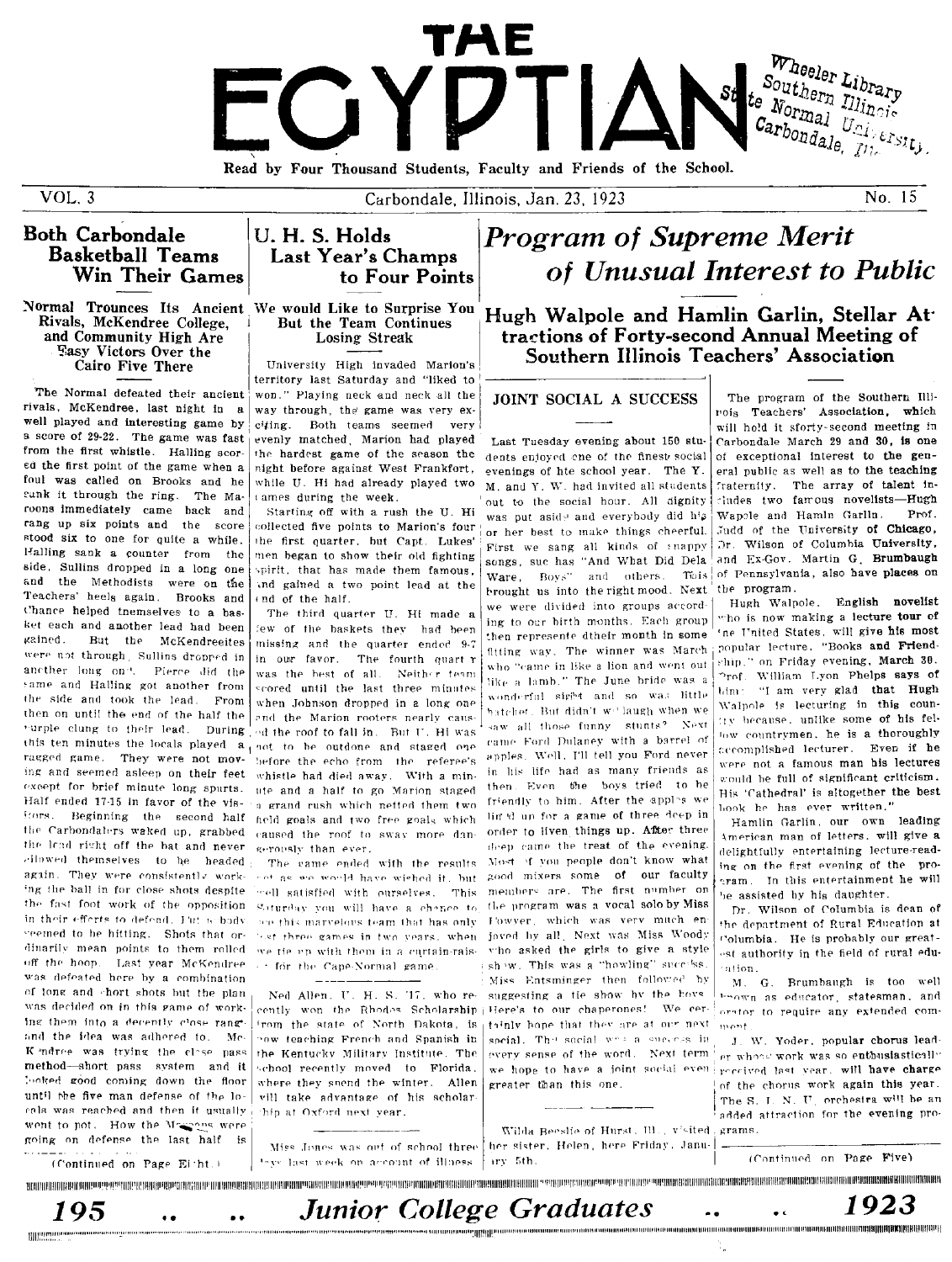# THE EGYPTIAN

Wheeler Library
Southern Illinois State Normal University
Carbondale, Ill.

Read by Four Thousand Students, Faculty and Friends of the School.

VOL. 3 — Carbondale, Illinois, Jan. 23, 1923 — No. 15

## Both Carbondale Basketball Teams Win Their Games

### Normal Trounces Its Ancient Rivals, McKendree College, and Community High Are Easy Victors Over the Cairo Five There

The Normal defeated their ancient rivals, McKendree, last night in a well played and interesting game by a score of 29-22. The game was fast from the first whistle. Halling scored the first point of the game when a foul was called on Brooks and he sank it through the ring. The Maroons immediately came back and rang up six points and the score stood six to one for quite a while. Halling sank a counter from the side, Sullins dropped in a long one and the Methodists were on the Teachers' heels again. Brooks and Chance helped themselves to a basket each and another lead had been gained. But the McKendreeites were not through, Sullins dropped in another long one. Pierce did the same and Halling got another from the side and took the lead. From then on until the end of the half the purple clung to their lead. During this ten minutes the locals played a ragged game. They were not moving and seemed asleep on their feet except for brief minute long spurts. Half ended 17-15 in favor of the visitors. Beginning the second half the Carbondalers waked up, grabbed the lead right off the bat and never allowed themselves to be headed again. They were consistently working the ball in for close shots despite the fast foot work of the opposition in their efforts to defend. But nobody seemed to be hitting. Shots that ordinarily mean points to them rolled off the hoop. Last year McKendree was defeated here by a combination of long and short shots but the plan was decided on in this game of working them into a decently close range and the idea was adhered to. McKendree was trying the close pass method—short pass system and it looked good coming down the floor until the five man defense of the locals was reached and then it usually went to pot. How the Maroons were going on defense the last half is

(Continued on Page Eight.)

## U. H. S. Holds Last Year's Champs to Four Points

### We would Like to Surprise You But the Team Continues Losing Streak

University High invaded Marion's territory last Saturday and "liked to won." Playing neck and neck all the way through, the game was very exciting. Both teams seemed very evenly matched, Marion had played the hardest game of the season the night before against West Frankfort, while U. Hi had already played two games during the week.

Starting off with a rush the U. Hi collected five points to Marion's four the first quarter, but Capt. Lukes' men began to show their old fighting spirit, that has made them famous, and gained a two point lead at the end of the half.

The third quarter U. Hi made a few of the baskets they had been missing and the quarter ended 9-7 in our favor. The fourth quarter was the best of all. Neither team scored until the last three minutes when Johnson dropped in a long one and the Marion rooters nearly caused the roof to fall in. But U. Hi was not to be outdone and staged one before the echo from the referee's whistle had died away. With a minute and a half to go Marion staged a grand rush which netted them two field goals and two free goals which caused the roof to sway more dangerously than ever.

The game ended with the results not as we would have wished it, but well satisfied with ourselves. This Saturday you will have a chance to see this marvelous team that has only lost three games in two years, when we tie up with them in a curtain-raiser for the Cape-Normal game.

Ned Allen, U. H. S. '17, who recently won the Rhodes Scholarship from the state of North Dakota, is now teaching French and Spanish in the Kentucky Military Institute. The school recently moved to Florida, where they spend the winter. Allen will take advantage of his scholarship at Oxford next year.

Miss Jones was out of school three days last week on account of illness.

## *Program of Supreme Merit of Unusual Interest to Public*

### Hugh Walpole and Hamlin Garlin, Stellar Attractions of Forty-second Annual Meeting of Southern Illinois Teachers' Association

### JOINT SOCIAL A SUCCESS

Last Tuesday evening about 150 students enjoyed one of the finest social evenings of hte school year. The Y. M. and Y. W. had invited all students out to the social hour. All dignity was put aside and everybody did his or her best to make things cheerful. First we sang all kinds of snappy songs, suc has "And What Did Dela Ware, Boys" and others. This brought us into the right mood. Next we were divided into groups according to our birth months. Each group then represente dtheir month in some fitting way. The winner was March who "came in like a lion and went out like a lamb." The June bride was a wonderful sight and so was little hatchet. But didn't we laugh when we saw all those funny stunts? Next came Ford Dulaney with a barrel of apples. Well, I'll tell you Ford never in his life had as many friends as then. Even the boys tried to be friendly to him. After the apples we lined up for a game of three deep in order to liven things up. After three deep came the treat of the evening. Most of you people don't know what good mixers some of our faculty members are. The first number on the program was a vocal solo by Miss Fowler, which was very much enjoyed by all. Next was Miss Woody who asked the girls to give a style show. This was a "howling" success. Miss Entsminger then followed by suggesting a tie show by the boys. Here's to our chaperones! We certainly hope that they are at our next social. The social was a success in every sense of the word. Next term we hope to have a joint social even greater than this one.

Wilda Beeslie of Hurst, Ill., visited her sister, Helen, here Friday, January 5th.

The program of the Southern Illinois Teachers' Association, which will hold it sforty-second meeting in Carbondale March 29 and 30, is one of exceptional interest to the general public as well as to the teaching fraternity. The array of talent includes two famous novelists—Hugh Wapole and Hamlin Garlin. Prof. Judd of the University of Chicago, Dr. Wilson of Columbia University, and Ex-Gov. Martin G. Brumbaugh of Pennsylvania, also have places on the program.

Hugh Walpole, English novelist who is now making a lecture tour of the United States, will give his most popular lecture, "Books and Friendship," on Friday evening, March 30. Prof. William Lyon Phelps says of him: "I am very glad that Hugh Walpole is lecturing in this country because, unlike some of his fellow countrymen, he is a thoroughly accomplished lecturer. Even if he were not a famous man his lectures would be full of significant criticism. His 'Cathedral' is altogether the best book he has ever written."

Hamlin Garlin, our own leading American man of letters, will give a delightfully entertaining lecture-reading on the first evening of the program. In this entertainment he will be assisted by his daughter.

Dr. Wilson of Columbia is dean of the department of Rural Education at Columbia. He is probably our greatest authority in the field of rural education.

M. G. Brumbaugh is too well known as educator, statesman, and orator to require any extended comment.

J. W. Yoder, popular chorus leader whose work was so enthusiastically received last year, will have charge of the chorus work again this year. The S. I. N. U. orchestra will be an added attraction for the evening programs.

(Continued on Page Five)

## *195 .. .. Junior College Graduates .. .. 1923*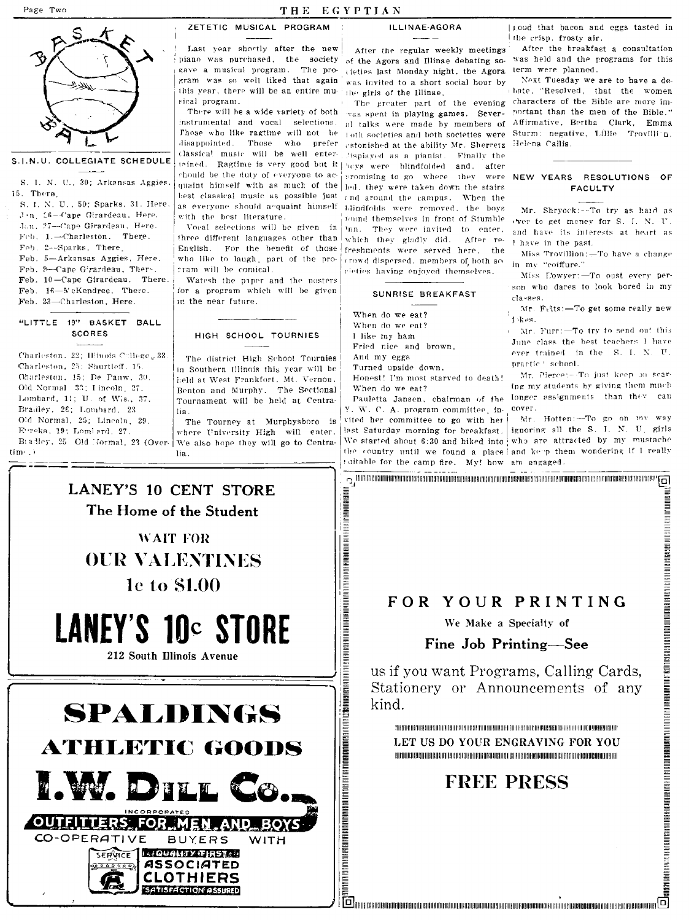## S.I.N.U. COLLEGIATE SCHEDULE

S. I. N. U., 30; Arkansas Aggies, 15. There.
S. I. N. U., 50; Sparks, 31. Here.
Jan. 26—Cape Girardeau. Here.
Jan. 27—Cape Girardeau. Here.
Feb. 1.—Charleston. There.
Feb. 2—Sparks, There.
Feb. 5—Arkansas Aggies, Here.
Feb. 9—Cape Girardeau, There.
Feb. 10—Cape Girardeau. There.
Feb. 16—McKendree. There.
Feb. 23—Charleston, Here.

## "LITTLE 19" BASKET BALL SCORES

Charleston, 22; Illinois College, 33.
Charleston, 25; Shurtleff, 15.
Charleston, 15; De Pauw, 30.
Old Normal, 33; Lincoln, 27.
Lombard, 11; U. of Wis., 37.
Bradley, 26; Lombard, 23.
Old Normal, 25; Lincoln, 29.
Eureka, 19; Lombard, 27.
Bradley, 25. Old Normal, 23 (Overtime.)

## ZETETIC MUSICAL PROGRAM

Last year shortly after the new piano was purchased, the society gave a musical program. The program was so well liked that again this year, there will be an entire musical program.

There will be a wide variety of both instrumental and vocal selections. Those who like ragtime will not be disappointed. Those who prefer classical music will be well entertained. Ragtime is very good but it should be the duty of everyone to acquaint himself with as much of the best classical music as possible just as everyone should acquaint himself with the best literature.

Vocal selections will be given in three different languages other than English. For the benefit of those who like to laugh, part of the program will be comical.

Watch the paper and the posters for a program which will be given in the near future.

## HIGH SCHOOL TOURNIES

The district High School Tournies in Southern Illinois this year will be held at West Frankfort, Mt. Vernon, Benton and Murphy. The Sectional Tournament will be held at Centralia.

The Tourney at Murphysboro is where University High will enter. We also hope they will go to Centralia.

## ILLINAE-AGORA

After the regular weekly meetings of the Agora and Illinae debating societies last Monday night, the Agora was invited to a short social hour by the girls of the Illinae.

The greater part of the evening was spent in playing games. Several talks were made by members of both societies and both societies were astonished at the ability Mr. Sherretz displayed as a pianist. Finally the boys were blindfolded and, after promising to go where they were led, they were taken down the stairs and around the campus. When the blindfolds were removed, the boys found themselves in front of Stumble Inn. They were invited to enter, which they gladly did. After refreshments were served here, the crowd dispersed, members of both societies having enjoyed themselves.

## SUNRISE BREAKFAST

When do we eat?
When do we eat?
I like my ham
Fried nice and brown,
And my eggs
Turned upside down,
Honest! I'm most starved to death!
When do we eat?

Pauletta Jansen, chairman of the Y. W. C. A. program committee, invited her committee to go with her last Saturday morning for breakfast. We started about 6:30 and hiked into the country until we found a place suitable for the camp fire. My! how good that bacon and eggs tasted in the crisp, frosty air.

After the breakfast a consultation was held and the programs for this term were planned.

Next Tuesday we are to have a debate, "Resolved, that the women characters of the Bible are more important than the men of the Bible." Affirmative, Bertha Clark, Emma Sturm; negative, Lillie Trovillion, Helena Callis.

## NEW YEARS RESOLUTIONS OF FACULTY

Mr. Shryock:—To try as hard as ever to get money for S. I. N. U. and have its interests at heart as I have in the past.

Miss Trovillion:—To have a change in my "coiffure."

Miss Bowyer:—To oust every person who dares to look bored in my classes.

Mr. Felts:—To get some really new jokes.

Mr. Furr:—To try to send out this June class the best teachers I have ever trained in the S. I. N. U. practice school.

Mr. Pierce:—To just keep on scaring my students by giving them much longer assignments than they can cover.

Mr. Hotten:—To go on my way ignoring all the S. I. N. U. girls who are attracted by my mustache and keep them wondering if I really am engaged.

---

**LANEY'S 10 CENT STORE**
**The Home of the Student**

**WAIT FOR OUR VALENTINES**
**1c to $1.00**

# LANEY'S 10c STORE

**212 South Illinois Avenue**

---

# SPALDINGS ATHLETIC GOODS

# I. W. DILL CO.

INCORPORATED
**OUTFITTERS FOR MEN AND BOYS**
CO-OPERATIVE BUYERS WITH
SERVICE — QUALITY FIRST — ASSOCIATED CLOTHIERS — SATISFACTION ASSURED

---

## FOR YOUR PRINTING

We Make a Specialty of

**Fine Job Printing—See**

us if you want Programs, Calling Cards, Stationery or Announcements of any kind.

LET US DO YOUR ENGRAVING FOR YOU

## FREE PRESS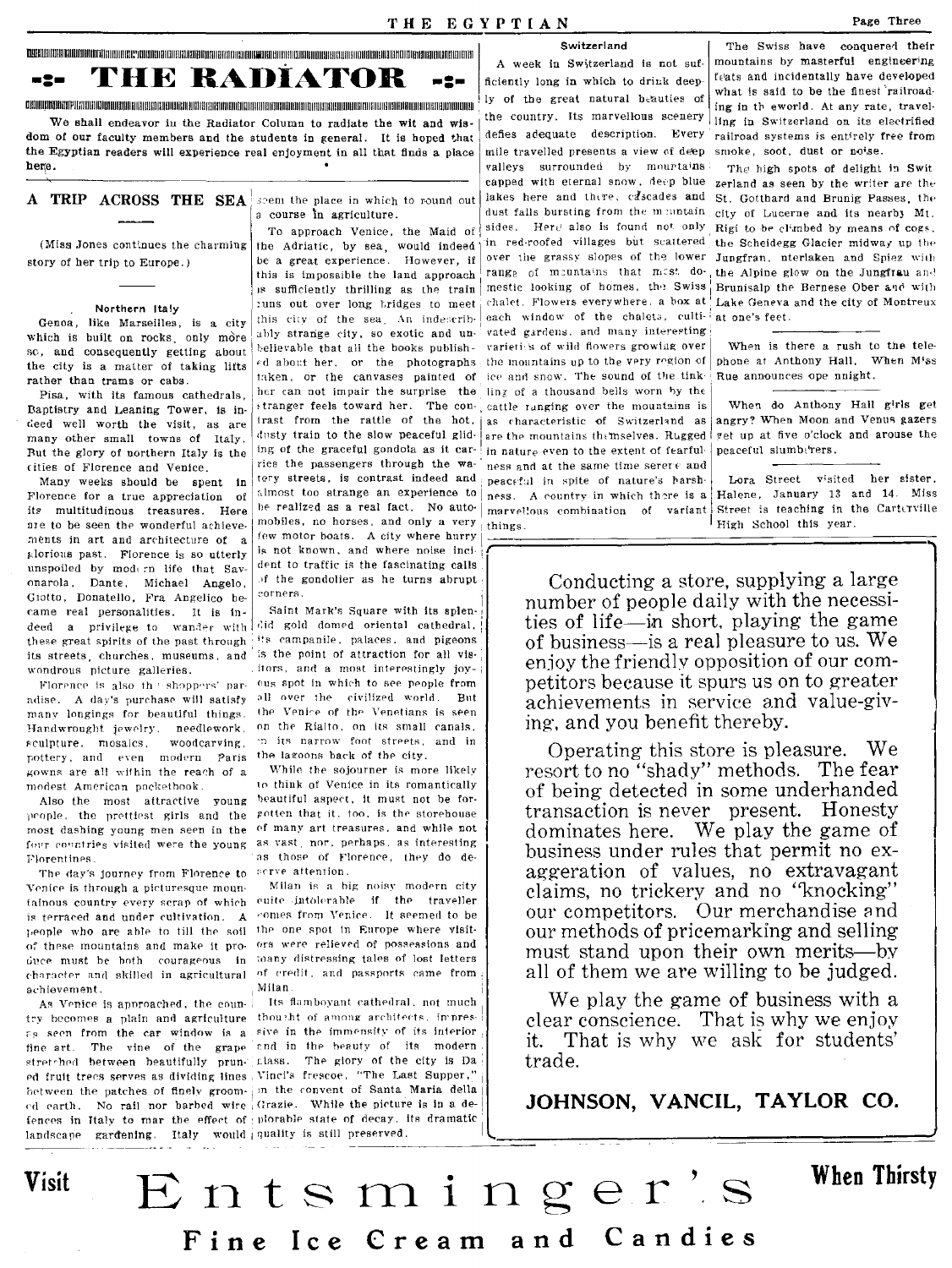## THE RADIATOR

We shall endeavor in the Radiator Column to radiate the wit and wisdom of our faculty members and the students in general. It is hoped that the Egyptian readers will experience real enjoyment in all that finds a place here.

### A TRIP ACROSS THE SEA

(Miss Jones continues the charming story of her trip to Europe.)

#### Northern Italy

Genoa, like Marseilles, is a city which is built on rocks, only more so, and consequently getting about the city is a matter of taking lifts rather than trams or cabs.

Pisa, with its famous cathedrals, Baptistry and Leaning Tower, is indeed well worth the visit, as are many other small towns of Italy. But the glory of northern Italy is the cities of Florence and Venice.

Many weeks should be spent in Florence for a true appreciation of its multitudinous treasures. Here are to be seen the wonderful achievements in art and architecture of a glorious past. Florence is so utterly unspoiled by modern life that Savonarola, Dante, Michael Angelo, Giotto, Donatello, Fra Angelico became real personalities. It is indeed a privilege to wander with these great spirits of the past through its streets, churches, museums, and wondrous picture galleries.

Florence is also the shoppers' paradise. A day's purchase will satisfy many longings for beautiful things. Handwrought jewelry, needlework, sculpture, mosaics, woodcarving, pottery, and even modern Paris gowns are all within the reach of a modest American pocketbook.

Also the most attractive young people, the prettiest girls and the most dashing young men seen in the four countries visited were the young Florentines.

The day's journey from Florence to Venice is through a picturesque mountainous country every scrap of which is terraced and under cultivation. A people who are able to till the soil of these mountains and make it produce must be both courageous in character and skilled in agricultural achievement.

As Venice is approached, the country becomes a plain and agriculture as seen from the car window is a fine art. The vine of the grape stretched between beautifully pruned fruit trees serves as dividing lines between the patches of finely groomed earth. No rail nor barbed wire fences in Italy to mar the effect of landscape gardening. Italy would seem the place in which to round out a course in agriculture.

To approach Venice, the Maid of the Adriatic, by sea, would indeed be a great experience. However, if this is impossible the land approach is sufficiently thrilling as the train runs out over long bridges to meet this city of the sea. An indescribably strange city, so exotic and unbelievable that all the books published about her, or the photographs taken, or the canvases painted of her can not impair the surprise the stranger feels toward her. The contrast from the rattle of the hot, dusty train to the slow peaceful gliding of the graceful gondola as it carries the passengers through the watery streets, is contrast indeed and almost too strange an experience to be realized as a real fact. No automobiles, no horses, and only a very few motor boats. A city where hurry is not known, and where noise incident to traffic is the fascinating calls of the gondolier as he turns abrupt corners.

Saint Mark's Square with its splendid gold domed oriental cathedral, its campanile, palaces, and pigeons is the point of attraction for all visitors, and a most interestingly joyous spot in which to see people from all over the civilized world. But the Venice of the Venetians is seen on the Rialto, on its small canals, on its narrow foot streets, and in the lagoons back of the city.

While the sojourner is more likely to think of Venice in its romantically beautiful aspect, it must not be forgotten that it, too, is the storehouse of many art treasures, and while not as vast, nor, perhaps, as interesting as those of Florence, they do deserve attention.

Milan is a big noisy modern city quite intolerable if the traveller comes from Venice. It seemed to be the one spot in Europe where visitors were relieved of possessions and many distressing tales of lost letters of credit, and passports came from Milan.

Its flamboyant cathedral, not much thought of among architects, impressive in the immensity of its interior and in the beauty of its modern glass. The glory of the city is Da Vinci's frescoe, "The Last Supper," in the convent of Santa Maria della Grazie. While the picture is in a deplorable state of decay, its dramatic quality is still preserved.

#### Switzerland

A week in Switzerland is not sufficiently long in which to drink deeply of the great natural beauties of the country. Its marvellous scenery defies adequate description. Every mile travelled presents a view of deep valleys surrounded by mountains capped with eternal snow, deep blue lakes here and there, cascades and dust falls bursting from the mountain sides. Here also is found not only red-roofed villages but scattered over the grassy slopes of the lower range of mountains that most domestic looking of homes, the Swiss chalet. Flowers everywhere, a box at each window of the chalets, cultivated gardens, and many interesting varieties of wild flowers growing over the mountains up to the very region of ice and snow. The sound of the tinkling of a thousand bells worn by the cattle ranging over the mountains is as characteristic of Switzerland as are the mountains themselves. Rugged in nature even to the extent of fearfulness and at the same time serene and peaceful in spite of nature's harshness. A country in which there is a marvellous combination of variant things.

The Swiss have conquered their mountains by masterful engineering feats and incidentally have developed what is said to be the finest railroading in the world. At any rate, travelling in Switzerland on its electrified railroad systems is entirely free from smoke, soot, dust or noise.

The high spots of delight in Switzerland as seen by the writer are the St. Gotthard and Brunig Passes, the city of Lucerne and its nearby Mt. Rigi to be climbed by means of cogs, the Scheidegg Glacier midway up the Jungfran, nterlaken and Spiez with the Alpine glow on the Jungfrau and Brunisalp the Bernese Ober and with Lake Geneva and the city of Montreux at one's feet.

---

When is there a rush to the telephone at Anthony Hall. When Miss Rue announces ope nnight.

---

When do Anthony Hall girls get angry? When Moon and Venus gazers get up at five o'clock and arouse the peaceful slumberers.

---

Lora Street visited her sister, Halene, January 13 and 14. Miss Street is teaching in the Carterville High School this year.

---

Conducting a store, supplying a large number of people daily with the necessities of life—in short, playing the game of business—is a real pleasure to us. We enjoy the friendly opposition of our competitors because it spurs us on to greater achievements in service and value-giving, and you benefit thereby.

Operating this store is pleasure. We resort to no "shady" methods. The fear of being detected in some underhanded transaction is never present. Honesty dominates here. We play the game of business under rules that permit no exaggeration of values, no extravagant claims, no trickery and no "knocking" our competitors. Our merchandise and our methods of pricemarking and selling must stand upon their own merits—by all of them we are willing to be judged.

We play the game of business with a clear conscience. That is why we enjoy it. That is why we ask for students' trade.

**JOHNSON, VANCIL, TAYLOR CO.**

---

**Visit Entsminger's When Thirsty**

**Fine Ice Cream and Candies**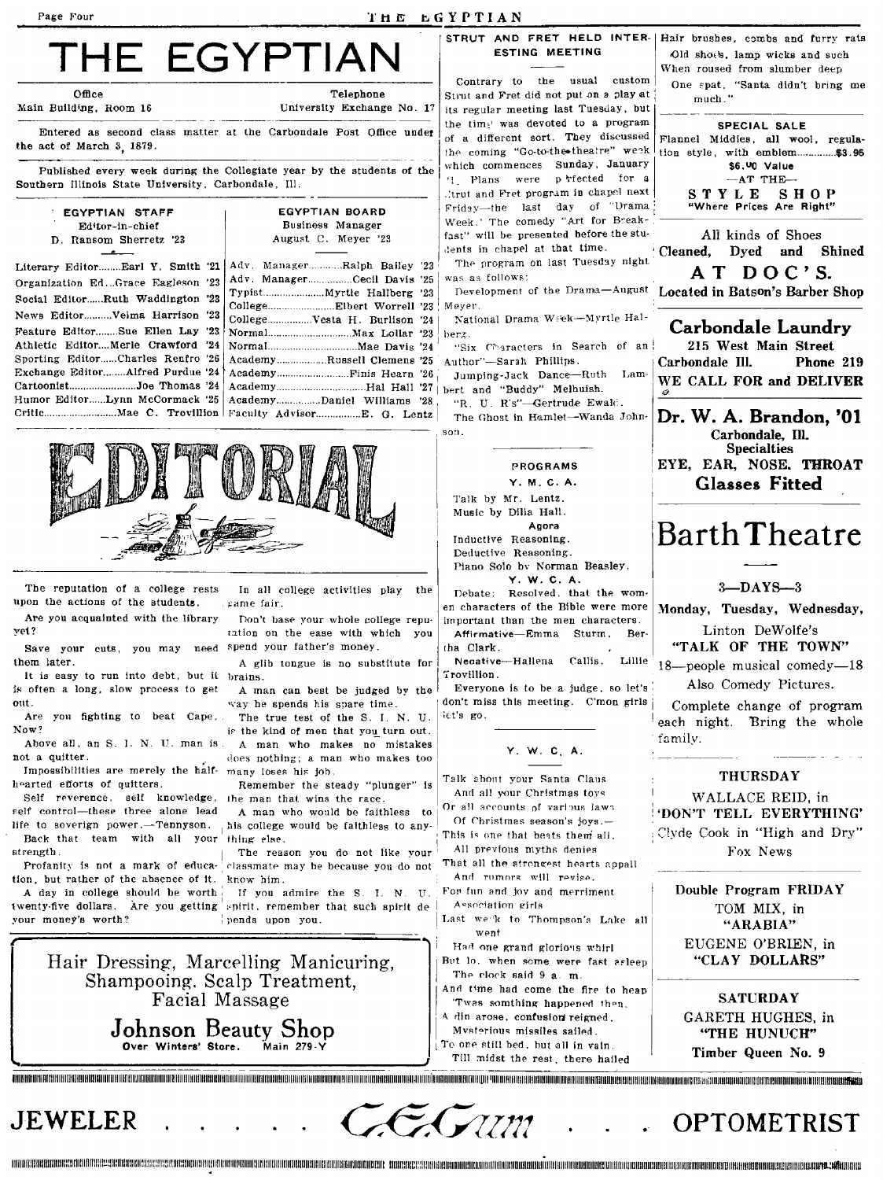# THE EGYPTIAN

Office
Main Building, Room 16

Telephone
University Exchange No. 17

Entered as second class matter at the Carbondale Post Office under the act of March 3, 1879.

Published every week during the Collegiate year by the students of the Southern Illinois State University, Carbondale, Ill.

| EGYPTIAN STAFF | EGYPTIAN BOARD |
|---|---|
| Editor-in-chief | Business Manager |
| D. Ransom Sherretz '23 | August C. Meyer '23 |
| Literary Editor........Earl Y. Smith '21 | Adv. Manager..........Ralph Bailey '23 |
| Organization Ed...Grace Eagleson '23 | Adv. Manager...............Cecil Davis '25 |
| Social Editor......Ruth Waddington '23 | Typist.....................Myrtle Hallberg '23 |
| News Editor.........Velma Harrison '23 | College.....................Elbert Worrell '23 |
| Feature Editor......Sue Ellen Lay '23 | College...............Vesta H. Burlison '24 |
| Athletic Editor....Merle Crawford '24 | Normal..............................Max Lollar '23 |
| Sporting Editor......Charles Renfro '26 | Normal..................................Mae Davis '24 |
| Exchange Editor........Alfred Purdue '24 | Academy.................Russell Clemens '25 |
| Cartoonist..........................Joe Thomas '24 | Academy..........................Finis Hearn '26 |
| Humor Editor......Lynn McCormack '25 | Academy..................................Hal Hall '27 |
| Critic.........................Mae C. Trovillion | Academy..................Daniel Williams '28 |
| | Faculty Advisor................E. G. Lentz |

## EDITORIAL

The reputation of a college rests upon the actions of the students.

Are you acquainted with the library yet?

Save your cuts, you may need them later.

It is easy to run into debt, but it is often a long, slow process to get out.

Are you fighting to beat Cape, Now?

Above all, an S. I. N. U. man is not a quitter.

Impossibilities are merely the half-hearted efforts of quitters.

Self reverence, self knowledge, self control—these three alone lead life to soverign power.—Tennyson.

Back that team with all your strength.

Profanity is not a mark of education, but rather of the absence of it.

A day in college should be worth twenty-five dollars. Are you getting your money's worth?

In all college activities play the game fair.

Don't base your whole college reputation on the ease with which you spend your father's money.

A glib tongue is no substitute for brains.

A man can best be judged by the way he spends his spare time.

The true test of the S. I. N. U. is the kind of men that you turn out.

A man who makes no mistakes does nothing; a man who makes too many loses his job.

Remember the steady "plunger" is the man that wins the race.

A man who would be faithless to his college would be faithless to anything else.

The reason you do not like your classmate may be because you do not know him.

If you admire the S. I. N. U. spirit, remember that such spirit depends upon you.

---

Hair Dressing, Marcelling Manicuring, Shampooing, Scalp Treatment, Facial Massage

**Johnson Beauty Shop**
Over Winters' Store. Main 279-Y

---

### STRUT AND FRET HELD INTERESTING MEETING

Contrary to the usual custom Strut and Fret did not put on a play at its regular meeting last Tuesday, but the time was devoted to a program of a different sort. They discussed the coming "Go-to-the-theatre" week which commences Sunday, January 1. Plans were perfected for a Strut and Fret program in chapel next Friday—the last day of "Drama Week." The comedy "Art for Breakfast" will be presented before the students in chapel at that time.

The program on last Tuesday night was as follows:

Development of the Drama—August Meyer.

National Drama Week—Myrtle Halberg.

"Six Characters in Search of an Author"—Sarah Phillips.

Jumping-Jack Dance—Ruth Lambert and "Buddy" Melhuish.

"R. U. R's"—Gertrude Ewald.

The Ghost in Hamlet—Wanda Johnson.

### PROGRAMS

**Y. M. C. A.**

Talk by Mr. Lentz.
Music by Dilla Hall.

**Agora**

Inductive Reasoning.
Deductive Reasoning.
Piano Solo by Norman Beasley.

**Y. W. C. A.**

Debate: Resolved, that the women characters of the Bible were more important than the men characters.

Affirmative—Emma Sturm, Bertha Clark.

Negative—Hallena Callis, Lillie Trovillion.

Everyone is to be a judge, so let's don't miss this meeting. C'mon girls let's go.

### Y. W. C. A.

Talk about your Santa Claus
And all your Christmas toys
Or all accounts of various laws
Of Christmas season's joys.—
This is one that beats them all.
All previous myths denies
That all the strongest hearts appall
And rumors will revise.
For fun and joy and merriment
Association girls
Last week to Thompson's Lake all went
Had one grand glorious whirl
But lo, when some were fast asleep
The clock said 9 a. m.
And time had come the fire to heap
'Twas somthing happened then.
A din arose, confusion reigned,
Mysterious missiles sailed.
To one still bed, but all in vain,
Till midst the rest, there hailed
Hair brushes, combs and furry rats
Old shoes, lamp wicks and such
When roused from slumber deep
One spat, "Santa didn't bring me much."

---

**SPECIAL SALE**

Flannel Middies, all wool, regulation style, with emblem..............$3.95
$6.00 Value
—AT THE—
**STYLE SHOP**
"Where Prices Are Right"

---

All kinds of Shoes
**Cleaned, Dyed and Shined**
**AT DOC'S.**
**Located in Batson's Barber Shop**

---

**Carbondale Laundry**
215 West Main Street
Carbondale Ill. Phone 219
**WE CALL FOR and DELIVER**

---

**Dr. W. A. Brandon, '01**
Carbondale, Ill.
Specialties
EYE, EAR, NOSE, THROAT
**Glasses Fitted**

---

# Barth Theatre

**3—DAYS—3**

**Monday, Tuesday, Wednesday,**

Linton DeWolfe's
**"TALK OF THE TOWN"**
18—people musical comedy—18
Also Comedy Pictures.

Complete change of program each night. Bring the whole family.

**THURSDAY**

WALLACE REID, in
**'DON'T TELL EVERYTHING'**
Clyde Cook in "High and Dry"
Fox News

**Double Program FRIDAY**

TOM MIX, in
**"ARABIA"**
EUGENE O'BRIEN, in
**"CLAY DOLLARS"**

**SATURDAY**

GARETH HUGHES, in
**"THE HUNUCH"**
**Timber Queen No. 9**

---

**JEWELER . . . . C. E. Gum . . . OPTOMETRIST**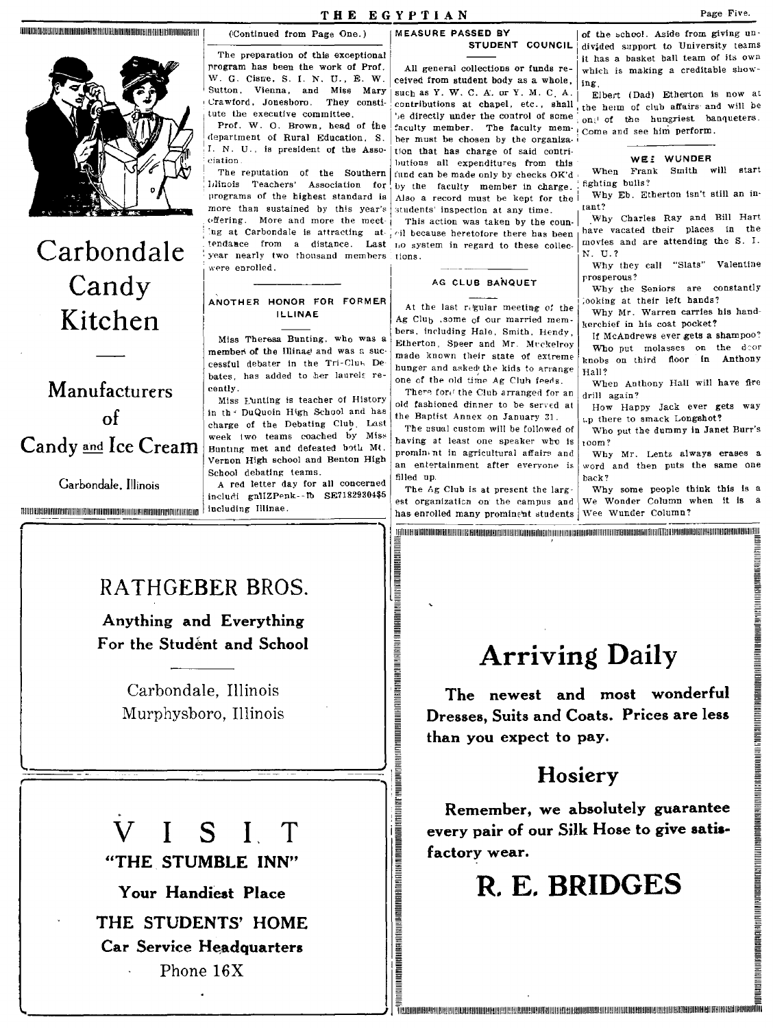**Carbondale Candy Kitchen**

**Manufacturers of Candy and Ice Cream**

Carbondale, Illinois

(Continued from Page One.)

The preparation of this exceptional program has been the work of Prof. W. G. Cisne, S. I. N. U., E. W. Sutton, Vienna, and Miss Mary Crawford, Jonesboro. They constitute the executive committee.

Prof. W. O. Brown, head of the department of Rural Education, S. I. N. U., is president of the Association.

The reputation of the Southern Illinois Teachers' Association for programs of the highest standard is more than sustained by this year's offering. More and more the meeting at Carbondale is attracting attendance from a distance. Last year nearly two thousand members were enrolled.

## ANOTHER HONOR FOR FORMER ILLINAE

Miss Theresa Bunting, who was a member of the Illinae and was a successful debater in the Tri-Club Debates, has added to her laurels recently.

Miss Bunting is teacher of History in the DuQuoin High School and has charge of the Debating Club. Last week two teams coached by Miss Bunting met and defeated both Mt. Vernon High school and Benton High School debating teams.

A red letter day for all concerned includi gnIIZPenk--fb SE71829304$5 including Illinae.

## MEASURE PASSED BY STUDENT COUNCIL

All general collections or funds received from student body as a whole, such as Y. W. C. A. or Y. M. C. A. contributions at chapel, etc., shall be directly under the control of some faculty member. The faculty member must be chosen by the organization that has charge of said contributions all expenditures from this fund can be made only by checks OK'd by the faculty member in charge. Also a record must be kept for the students' inspection at any time.

This action was taken by the council because heretofore there has been no system in regard to these collections.

## AG CLUB BANQUET

At the last regular meeting of the Ag Club, some of our married members, including Hale, Smith, Hendy, Etherton, Speer and Mr. Muckelroy made known their state of extreme hunger and asked the kids to arrange one of the old time Ag Club feeds.

Therefore the Club arranged for an old fashioned dinner to be served at the Baptist Annex on January 31.

The usual custom will be followed of having at least one speaker who is prominent in agricultural affairs and an entertainment after everyone is filled up.

The Ag Club is at present the largest organization on the campus and has enrolled many prominent students of the school. Aside from giving undivided support to University teams it has a basket ball team of its own which is making a creditable showing.

Elbert (Dad) Etherton is now at the helm of club affairs and will be one of the hungriest banqueters. Come and see him perform.

## WEE WUNDER

When Frank Smith will start fighting bulls?

Why Eb. Etherton isn't still an infant?

Why Charles Ray and Bill Hart have vacated their places in the movies and are attending the S. I. N. U.?

Why they call "Slats" Valentine prosperous?

Why the Seniors are constantly looking at their left hands?

Why Mr. Warren carries his handkerchief in his coat pocket?

If McAndrews ever gets a shampoo?

Who put molasses on the door knobs on third floor in Anthony Hall?

When Anthony Hall will have fire drill again?

How Happy Jack ever gets way up there to smack Longshot?

Who put the dummy in Janet Burr's room?

Why Mr. Lentz always erases a word and then puts the same one back?

Why some people think this is a We Wonder Column when it is a Wee Wunder Column?

---

# RATHGEBER BROS.

**Anything and Everything For the Student and School**

Carbondale, Illinois
Murphysboro, Illinois

---

# VISIT "THE STUMBLE INN"

**Your Handiest Place**

**THE STUDENTS' HOME**

**Car Service Headquarters**

Phone 16X

---

# Arriving Daily

**The newest and most wonderful Dresses, Suits and Coats. Prices are less than you expect to pay.**

## Hosiery

**Remember, we absolutely guarantee every pair of our Silk Hose to give satisfactory wear.**

# R. E. BRIDGES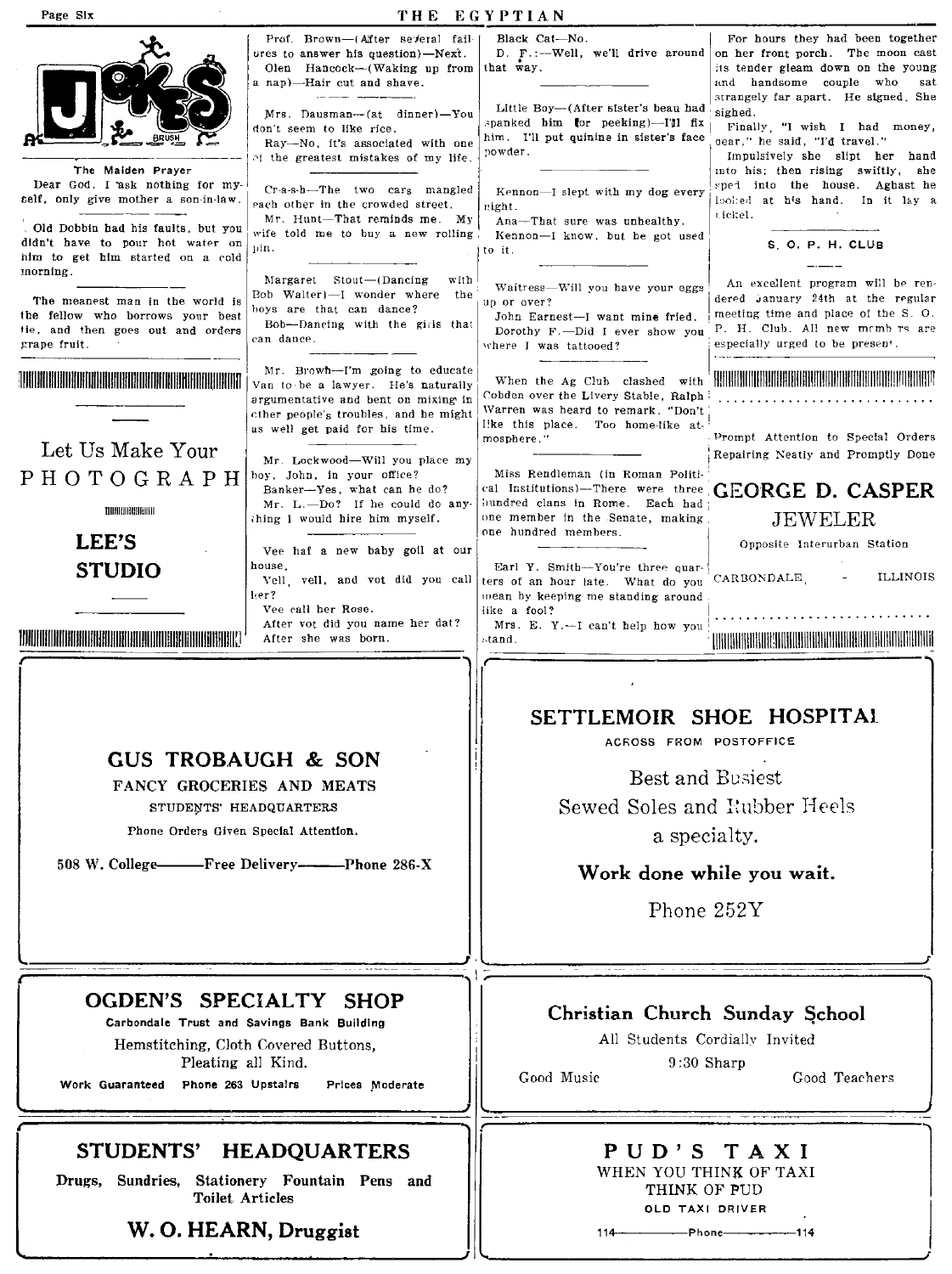# JOKES

**The Maiden Prayer**

Dear God, I ask nothing for myself, only give mother a son-in-law.

---

Old Dobbin had his faults, but you didn't have to pour hot water on him to get him started on a cold morning.

---

The meanest man in the world is the fellow who borrows your best tie, and then goes out and orders grape fruit.

---

Let Us Make Your

PHOTOGRAPH

**LEE'S STUDIO**

---

Prof. Brown—(After several failures to answer his question)—Next.

Olen Hancock—(Waking up from a nap)—Hair cut and shave.

---

Mrs. Dausman—(at dinner)—You don't seem to like rice.

Ray—No, it's associated with one of the greatest mistakes of my life.

---

Cr-a-s-h—The two cars mangled each other in the crowded street.

Mr. Hunt—That reminds me. My wife told me to buy a new rolling pin.

---

Margaret Stout—(Dancing with Bob Walter)—I wonder where the boys are that can dance?

Bob—Dancing with the girls that can dance.

---

Mr. Browh—I'm going to educate Van to be a lawyer. He's naturally argumentative and bent on mixing in other people's troubles, and he might as well get paid for his time.

---

Mr. Lockwood—Will you place my boy, John, in your office?

Banker—Yes, what can he do?

Mr. L.—Do? If he could do anything I would hire him myself.

---

Vee haf a new baby goll at our house.

Vell, vell, and vot did you call her?

Vee call her Rose.

After vot did you name her dat?

After she was born.

---

Black Cat—No.

D. F.:—Well, we'll drive around that way.

---

Little Boy—(After sister's beau had spanked him for peeking)—I'll fix him. I'll put quinine in sister's face powder.

---

Kennon—I slept with my dog every night.

Ana—That sure was unhealthy.

Kennon—I know, but he got used to it.

---

Waitress—Will you have your eggs up or over?

John Earnest—I want mine fried.

Dorothy F.—Did I ever show you where I was tattooed?

---

When the Ag Club clashed with Cobden over the Livery Stable, Ralph Warren was heard to remark, "Don't like this place. Too home-like atmosphere."

---

Miss Rendleman (in Roman Political Institutions)—There were three hundred clans in Rome. Each had one member in the Senate, making one hundred members.

---

Earl Y. Smith—You're three quarters of an hour late. What do you mean by keeping me standing around like a fool?

Mrs. E. Y.—I can't help how you stand.

---

For hours they had been together on her front porch. The moon cast its tender gleam down on the young and handsome couple who sat strangely far apart. He signed. She sighed.

Finally, "I wish I had money, dear," he said, "I'd travel."

Impulsively she slipt her hand into his; then rising swiftly, she sped into the house. Aghast he looked at his hand. In it lay a nickel.

---

**S. O. P. H. CLUB**

An excellent program will be rendered January 24th at the regular meeting time and place of the S. O. P. H. Club. All new members are especially urged to be present.

---

Prompt Attention to Special Orders

Repairing Neatly and Promptly Done

**GEORGE D. CASPER**

JEWELER

Opposite Interurban Station

CARBONDALE, - ILLINOIS

---

**GUS TROBAUGH & SON**

FANCY GROCERIES AND MEATS

STUDENTS' HEADQUARTERS

Phone Orders Given Special Attention.

508 W. College——Free Delivery——Phone 286-X

---

**SETTLEMOIR SHOE HOSPITAL**

ACROSS FROM POSTOFFICE

Best and Busiest

Sewed Soles and Rubber Heels

a specialty.

**Work done while you wait.**

Phone 252Y

---

**OGDEN'S SPECIALTY SHOP**

Carbondale Trust and Savings Bank Building

Hemstitching, Cloth Covered Buttons, Pleating all Kind.

Work Guaranteed  Phone 263 Upstairs  Prices Moderate

---

**Christian Church Sunday School**

All Students Cordially Invited

9:30 Sharp

Good Music  Good Teachers

---

**STUDENTS' HEADQUARTERS**

Drugs, Sundries, Stationery Fountain Pens and Toilet Articles

**W. O. HEARN, Druggist**

---

**PUD'S TAXI**

WHEN YOU THINK OF TAXI

THINK OF PUD

OLD TAXI DRIVER

114——Phone——114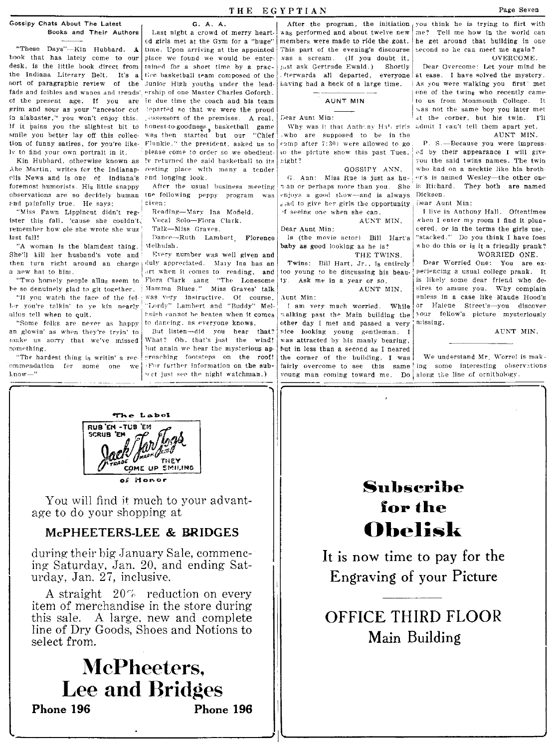## Gossipy Chats About The Latest Books and Their Authors

"These Days"—Kin Hubbard. A book that has lately come to our desk, is the little book direct from the Indiana Literary Belt. It's a sort of paragraphic review of the fads and foibles and wanes and trends of the present age. If you are grim and sour as your "ancestor cut in alabaster," you won't enjoy this. If it pains you the slightest bit to smile you better lay off this collection of funny satires, for you're likely to find your own portrait in it.

Kin Hubbard, otherwise known as Abe Martin, writes for the Indianapolis News and is one of Indiana's foremost humorists. His little snappy observations are so decidely human and painfully true. He says:

"Miss Fawn Lippincut didn't register this fall, 'cause she couldn't remember how ole she wrote she wuz last fall!

"A woman is the blamdest thing. She'll kill her husband's vote and then turn right around an charge a new hat to him.

"Two homely people allus seem to be denuinely glad to git together.

"If you watch the face of the feller you're talkin' to ye kin nearly allus tell when to quit.

"Some folks are never as happy an glowin' as when they're tryin' to make us sorry that we've missed something.

"The hardest thing is writin' a recommendation for some one we know—"

## G. A. A.

Last night a crowd of merry hearted girls met at the Gym for a "huge" time. Upon arriving at the appointed place we found we would be entertained for a short time by a practice basketball team composed of the Junior High youths under the leadership of one Master Charles Goforth. In due time the coach and his team departed so that we were the proud possessors of the premises. A real, honest-to-goodness, basketball game was then started but our "Chief Flunkie," the president, asked us to please come to order so we obediently returned the said basketball to its resting place with many a tender and longing look.

After the usual business meeting the following peppy program was given:

Reading—Mary Ina Mofield.
Vocal Solo—Flora Clark.
Talk—Miss Graves.
Dance—Ruth Lambert, Florence Melhuish.

Every number was well given and duly appreciated. Mary Ina has an art when it comes to reading, and Flora Clark sang "The Lonesome Mamma Blues." Miss Graves' talk was very instructive. Of course, "Lordy" Lambert and "Buddy" Melhuish cannot be beaten when it comes to dancing, as everyone knows.

But listen—did you hear that? What? Oh, that's just the wind! But again we hear the mysterious approaching footsteps on the roof! (For further information on the subject just see the night watchman.)

After the program, the initiation was performed and about twelve new members were made to ride the goat. This part of the evening's discourse was a scream. (If you doubt it, just ask Gertrude Ewald.) Shortly afterwards all departed, everyone having had a heck of a large time.

## AUNT MIN

Dear Aunt Min:

Why was it that Anthony Hall girls (who are supposed to be in the camp after 7:30) were allowed to go to the picture show this past Tues. night?

GOSSIPY ANN.

G. Ann: Miss Rue is just as human or perhaps more than you. She enjoys a good show—and is always glad to give her girls the opportunity of seeing one when she can.

AUNT MIN.

Dear Aunt Min:

Is (the movie actor) Bill Hart's baby as good looking as he is?

THE TWINS.

Twins: Bill Hart, Jr., is entirely too young to be discussing his beauty. Ask me in a year or so.

AUNT MIN.

Aunt Min:

I am very much worried. While walking past the Main building the other day I met and passed a very nice looking young gentleman. I was attracted by his manly bearing, but in less than a second as I neared the corner of the building, I was fairly overcome to see this same young man coming toward me. Do you think he is trying to flirt with me? Tell me how in the world can he get around that building in one second so he can meet me again?

OVERCOME.

Dear Overcome: Let your mind be at ease. I have solved the mystery. As you were walking you first met one of the twins who recently came to us from Monmouth College. It was not the same boy you later met at the corner, but his twin. I'll admit I can't tell them apart yet.

AUNT MIN.

P. S.—Because you were impressed by their appearance I will give you the said twins names. The twin who had on a necktie like his brother's is named Wesley—the other one is Richard. They both are named Dickson.

Dear Aunt Min:

I live in Anthony Hall. Oftentimes when I enter my room I find it plundered, or in the terms the girls use, "stacked." Do you think I have foes who do this or is it a friendly prank?

WORRIED ONE.

Dear Worried One: You are experiencing a usual college prank. It is likely some dear friend who desires to amuse you. Why complain unless in a case like Maude Hood's or Halene Street's—you discover your fellow's picture mysteriously missing.

AUNT MIN.

---

We understand Mr. Worrel is making some interesting observations along the line of ornithology.

---

The Label of Honor

RUB 'EM - TUB 'EM SCRUB 'EM
Jack Tar Togs
TRADE MARK REG.
THEY COME UP SMILING

You will find it much to your advantage to do your shopping at

### McPHEETERS-LEE & BRIDGES

during their big January Sale, commencing Saturday, Jan. 20, and ending Saturday, Jan. 27, inclusive.

A straight 20% reduction on every item of merchandise in the store during this sale. A large, new and complete line of Dry Goods, Shoes and Notions to select from.

# McPheeters, Lee and Bridges

**Phone 196** **Phone 196**

---

# Subscribe for the Obelisk

It is now time to pay for the Engraving of your Picture

OFFICE THIRD FLOOR
Main Building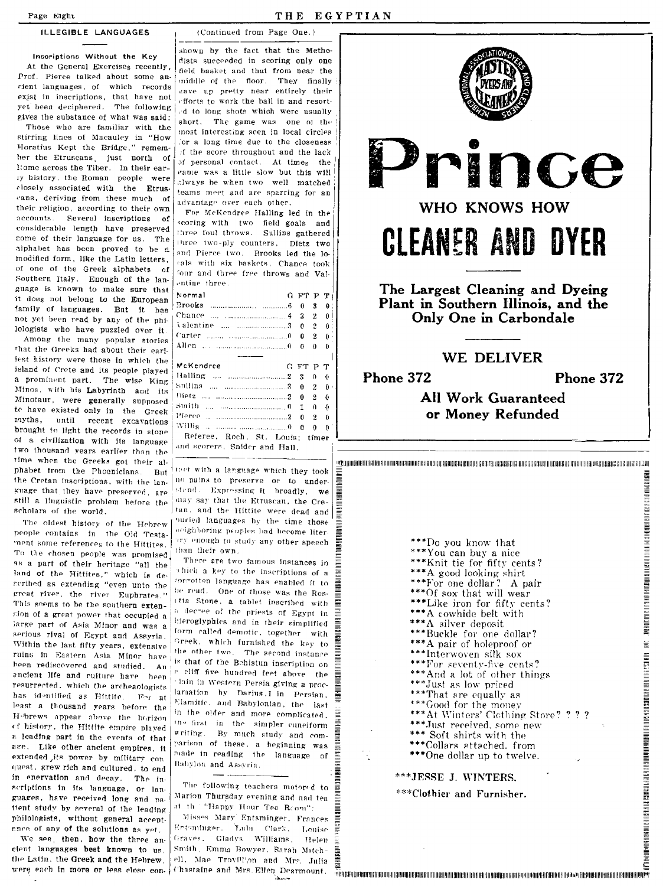## ILLEGIBLE LANGUAGES

### Inscriptions Without the Key

At the General Exercises recently, Prof. Pierce talked about some ancient languages, of which records exist in inscriptions, that have not yet been deciphered. The following gives the substance of what was said:

Those who are familiar with the stirring lines of Macauley in "How Horatius Kept the Bridge," remember the Etruscans, just north of Rome across the Tiber. In their early history, the Roman people were closely associated with the Etruscans, deriving from these much of their religion, according to their own accounts. Several inscriptions of considerable length have preserved some of their language for us. The alphabet has been proved to be a modified form, like the Latin letters, of one of the Greek alphabets of Southern Italy. Enough of the language is known to make sure that it does not belong to the European family of languages. But it has not yet been read by any of the philologists who have puzzled over it.

Among the many popular stories that the Greeks had about their earliest history were those in which the island of Crete and its people played a prominent part. The wise King Minos, with his Labyrinth and its Minotaur, were generally supposed to have existed only in the Greek myths, until recent excavations brought to light the records in stone of a civilization with its language two thousand years earlier than the time when the Greeks got their alphabet from the Phoenicians. But the Cretan inscriptions, with the language that they have preserved, are still a linguistic problem before the scholars of the world.

The oldest history of the Hebrew people contains in the Old Testament some references to the Hittites. To the chosen people was promised, as a part of their heritage "all the land of the Hittites," which is described as extending "even unto the great river, the river Euphrates." This seems to be the southern extension of a great power that occupied a large part of Asia Minor and was a serious rival of Egypt and Assyria. Within the last fifty years, extensive ruins in Eastern Asia Minor have been rediscovered and studied. An ancient life and culture have been resurrected, which the archeaologists has identified as Hittite. For at least a thousand years before the Hebrews appear above the horizon of history, the Hittite empire played a leading part in the events of that age. Like other ancient empires, it extended its power by military conquest, grew rich and cultured, to end in enervation and decay. The inscriptions in its language, or languages, have received long and patient study by several of the leading philologists, without general acceptance of any of the solutions as yet.

We see, then, how the three ancient languages best known to us, the Latin, the Greek and the Hebrew, were each in more or less close contact with a language which they took no pains to preserve or to understand. Expressing it broadly, we may say that the Etruscan, the Cretan, and the Hittite were dead and buried languages by the time those neighboring peoples had become literary enough to study any other speech than their own.

There are two famous instances in which a key to the inscriptions of a forgotten language has enabled it to be read. One of those was the Rosetta Stone, a tablet inscribed with a decree of the priests of Egypt in hieroglyphics and in their simplified form called demotic, together with Greek, which furnished the key to the other two. The second instance is that of the Behistun inscription on a cliff five hundred feet above the plain in Western Persia giving a proclamation by Darius I in Persian, Elamitic, and Babylonian, the last in the older and more complicated, the first in the simpler cuneiform writing. By much study and comparison of these, a beginning was made in reading the language of Babylon and Assyria.

(Continued from Page One.)

shown by the fact that the Methodists succeeded in scoring only one field basket and that from near the middle of the floor. They finally gave up pretty near entirely their efforts to work the ball in and resorted to long shots which were usually short. The game was one of the most interesting seen in local circles for a long time due to the closeness of the score throughout and the lack of personal contact. At times the game was a little slow but this will always be when two well matched teams meet and are sparring for an advantage over each other.

For McKendree Halling led in the scoring with two field goals and three foul throws. Sullins gathered three two-ply counters, Dietz two and Pierce two. Brooks led the locals with six baskets. Chance took four and three free throws and Valentine three.

| Normal | G | FT | P | T |
|---|---|---|---|---|
| Brooks | 6 | 0 | 3 | 0 |
| Chance | 4 | 3 | 2 | 0 |
| Valentine | 3 | 0 | 2 | 0 |
| Carter | 0 | 0 | 2 | 0 |
| Allen | 0 | 0 | 0 | 0 |

| McKendree | G | FT | P | T |
|---|---|---|---|---|
| Halling | 2 | 3 | 0 | 0 |
| Sullins | 3 | 0 | 2 | 0 |
| Dietz | 2 | 0 | 2 | 0 |
| Smith | 0 | 1 | 0 | 0 |
| Pierce | 2 | 0 | 2 | 0 |
| Willis | 0 | 0 | 0 | 0 |

Referee, Roch, St. Louis; timer and scorers, Snider and Hall.

The following teachers motored to Marion Thursday evening and had tea at the "Happy Hour Tea Room":

Misses Mary Entsminger, Frances Entsminger, Lulu Clark, Louise Graves, Gladys Williams, Helen Smith, Emma Bowyer, Sarah Mitchell, Mae Trovillion and Mrs. Julia Chastaine and Mrs. Ellen Dearmount.

MASTER DYERS AND CLEANERS — MEMBER NATIONAL ASSOCIATION DYERS AND CLEANERS

# Prince

## WHO KNOWS HOW

# CLEANER AND DYER

**The Largest Cleaning and Dyeing Plant in Southern Illinois, and the Only One in Carbondale**

**WE DELIVER**

**Phone 372** **Phone 372**

**All Work Guaranteed or Money Refunded**

***Do you know that
***You can buy a nice
***Knit tie for fifty cents?
***A good looking shirt
***For one dollar? A pair
***Of sox that will wear
***Like iron for fifty cents?
***A cowhide belt with
***A silver deposit
***Buckle for one dollar?
***A pair of holeproof or
***Interwoven silk sox
***For seventy-five cents?
***And a lot of other things
***Just as low priced
***That are equally as
***Good for the money
***At Winters' Clothing Store? ? ? ?
***Just received, some new
*** Soft shirts with the
***Collars attached, from
***One dollar up to twelve.

***JESSE J. WINTERS,

***Clothier and Furnisher.